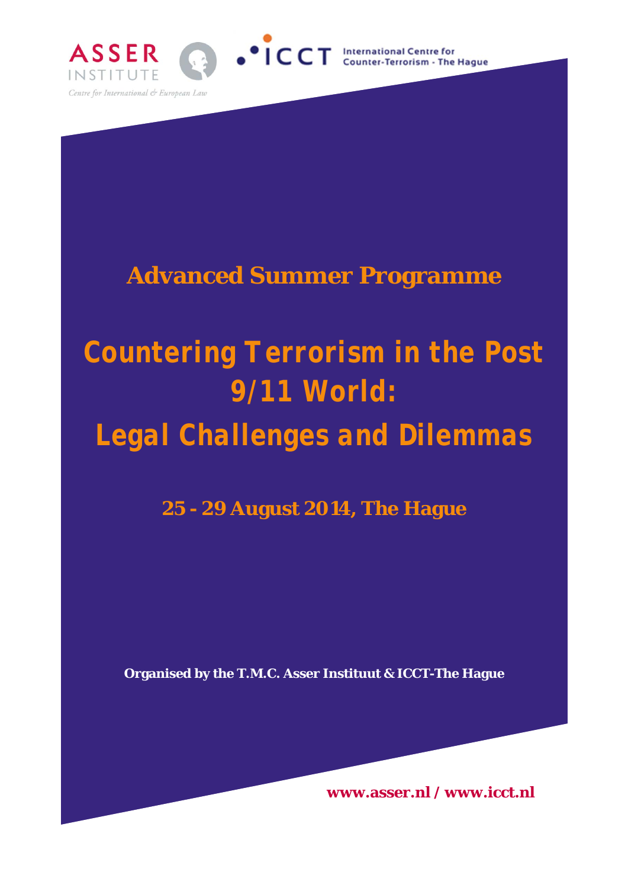ASSER INSTITUTE

Centre for International & European Law

ICCT International Centre for Counter-Terrorism - The Hague

## Advanced Summer Programme

# Countering Terrorism in the Post 9/11 World: Legal Challenges and Dilemmas

**25 - 29 August 2014, The Hague**

**Organised by the T.M.C. Asser Instituut & ICCT-The Hague**

**www.asser.nl / www.icct.nl**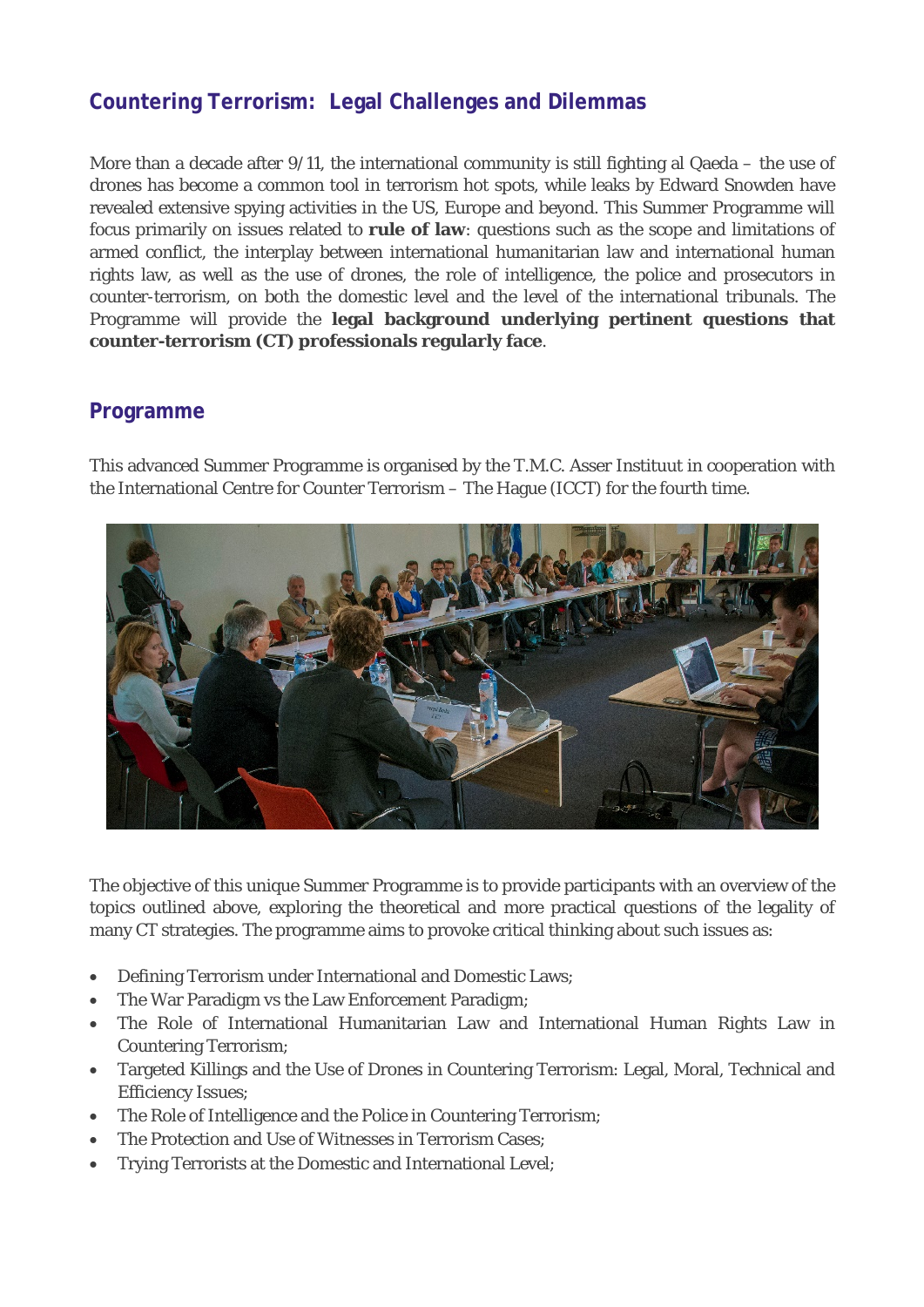## Countering Terrorism: Legal Challenges and Dilemmas

More than a decade after 9/11, the international community is still fighting al Qaeda – the use of drones has become a common tool in terrorism hot spots, while leaks by Edward Snowden have revealed extensive spying activities in the US, Europe and beyond. This Summer Programme will focus primarily on issues related to **rule of law**: questions such as the scope and limitations of armed conflict, the interplay between international humanitarian law and international human rights law, as well as the use of drones, the role of intelligence, the police and prosecutors in counter-terrorism, on both the domestic level and the level of the international tribunals. The Programme will provide the **legal background underlying pertinent questions that counter-terrorism (CT) professionals regularly face**.

## Programme

This advanced Summer Programme is organised by the T.M.C. Asser Instituut in cooperation with the International Centre for Counter Terrorism – The Hague (ICCT) for the fourth time.

The objective of this unique Summer Programme is to provide participants with an overview of the topics outlined above, exploring the theoretical and more practical questions of the legality of many CT strategies. The programme aims to provoke critical thinking about such issues as:

- Defining Terrorism under International and Domestic Laws;
- The War Paradigm vs the Law Enforcement Paradigm;
- The Role of International Humanitarian Law and International Human Rights Law in Countering Terrorism;
- Targeted Killings and the Use of Drones in Countering Terrorism: Legal, Moral, Technical and Efficiency Issues;
- The Role of Intelligence and the Police in Countering Terrorism;
- The Protection and Use of Witnesses in Terrorism Cases;
- Trying Terrorists at the Domestic and International Level;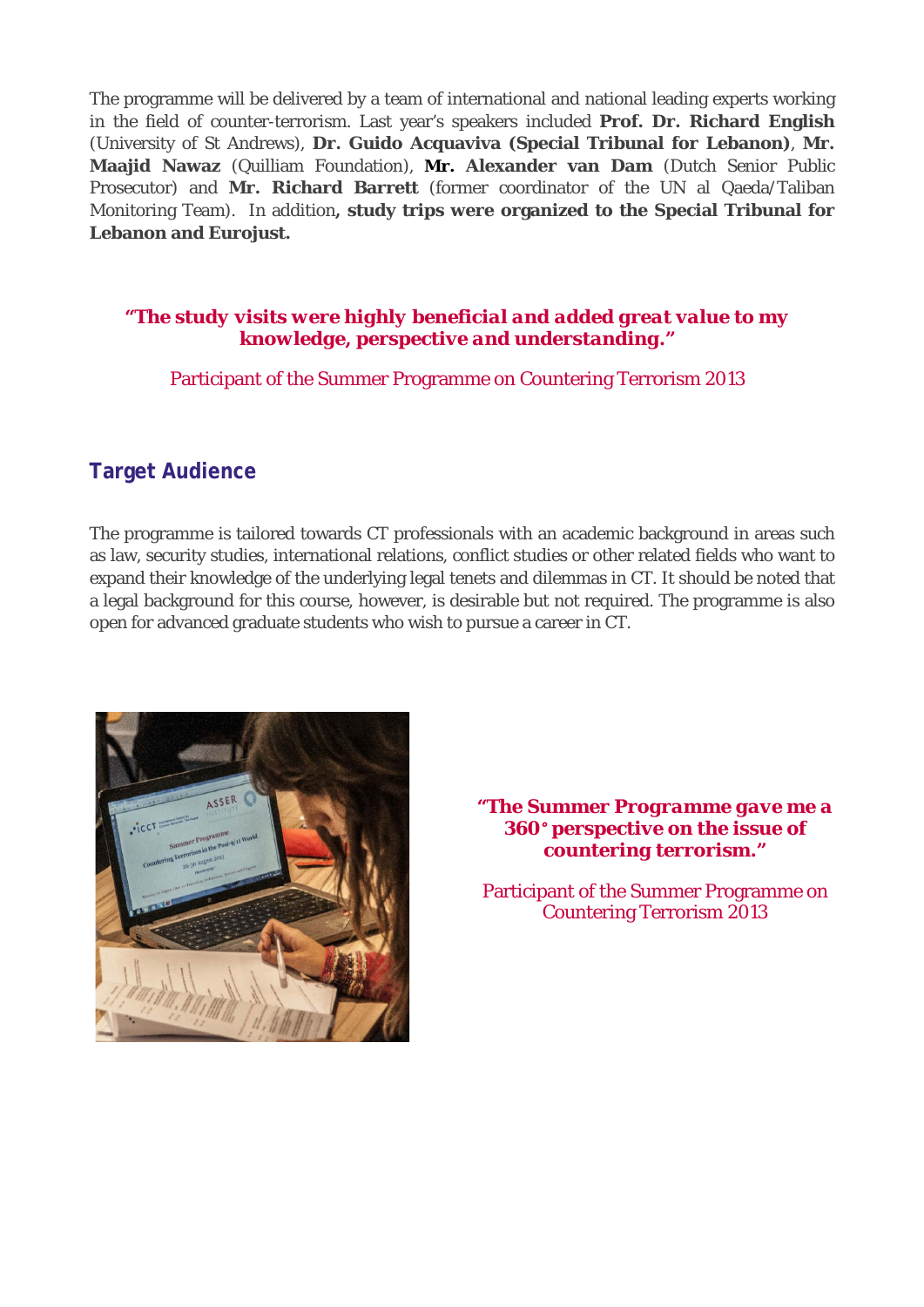The programme will be delivered by a team of international and national leading experts working in the field of counter-terrorism. Last year's speakers included **Prof. Dr. Richard English** (University of St Andrews), **Dr. Guido Acquaviva (Special Tribunal for Lebanon)**, **Mr. Maajid Nawaz** (Quilliam Foundation), **Mr. Alexander van Dam** (Dutch Senior Public Prosecutor) and **Mr. Richard Barrett** (former coordinator of the UN al Qaeda/Taliban Monitoring Team). In addition**, study trips were organized to the Special Tribunal for Lebanon and Eurojust.**

***"The study visits were highly beneficial and added great value to my knowledge, perspective and understanding."***

Participant of the Summer Programme on Countering Terrorism 2013

## Target Audience

The programme is tailored towards CT professionals with an academic background in areas such as law, security studies, international relations, conflict studies or other related fields who want to expand their knowledge of the underlying legal tenets and dilemmas in CT. It should be noted that a legal background for this course, however, is desirable but not required. The programme is also open for advanced graduate students who wish to pursue a career in CT.

***"The Summer Programme gave me a 360° perspective on the issue of countering terrorism."***

Participant of the Summer Programme on Countering Terrorism 2013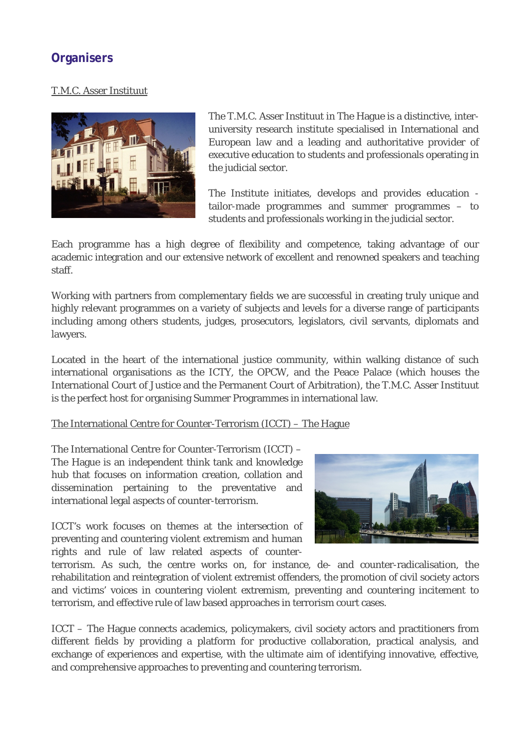## Organisers

T.M.C. Asser Instituut

The T.M.C. Asser Instituut in The Hague is a distinctive, inter-university research institute specialised in International and European law and a leading and authoritative provider of executive education to students and professionals operating in the judicial sector.

The Institute initiates, develops and provides education - tailor-made programmes and summer programmes – to students and professionals working in the judicial sector.

Each programme has a high degree of flexibility and competence, taking advantage of our academic integration and our extensive network of excellent and renowned speakers and teaching staff.

Working with partners from complementary fields we are successful in creating truly unique and highly relevant programmes on a variety of subjects and levels for a diverse range of participants including among others students, judges, prosecutors, legislators, civil servants, diplomats and lawyers.

Located in the heart of the international justice community, within walking distance of such international organisations as the ICTY, the OPCW, and the Peace Palace (which houses the International Court of Justice and the Permanent Court of Arbitration), the T.M.C. Asser Instituut is the perfect host for organising Summer Programmes in international law.

The International Centre for Counter-Terrorism (ICCT) – The Hague

The International Centre for Counter-Terrorism (ICCT) – The Hague is an independent think tank and knowledge hub that focuses on information creation, collation and dissemination pertaining to the preventative and international legal aspects of counter-terrorism.

ICCT's work focuses on themes at the intersection of preventing and countering violent extremism and human rights and rule of law related aspects of counter-terrorism. As such, the centre works on, for instance, de- and counter-radicalisation, the rehabilitation and reintegration of violent extremist offenders, the promotion of civil society actors and victims' voices in countering violent extremism, preventing and countering incitement to terrorism, and effective rule of law based approaches in terrorism court cases.

ICCT – The Hague connects academics, policymakers, civil society actors and practitioners from different fields by providing a platform for productive collaboration, practical analysis, and exchange of experiences and expertise, with the ultimate aim of identifying innovative, effective, and comprehensive approaches to preventing and countering terrorism.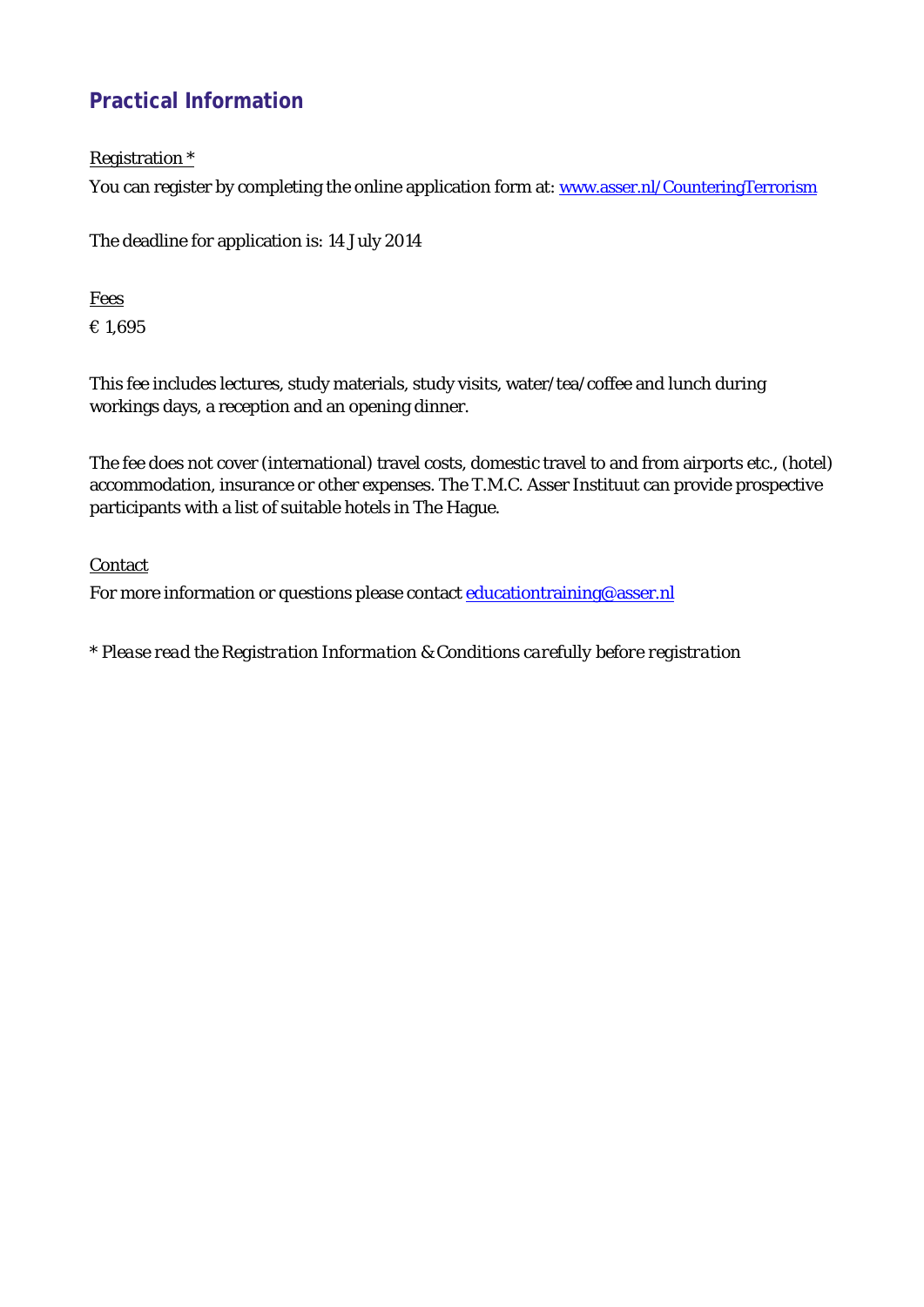## Practical Information

Registration *

You can register by completing the online application form at: [www.asser.nl/CounteringTerrorism](http://www.asser.nl/CounteringTerrorism)

The deadline for application is: 14 July 2014

Fees

€ 1,695

This fee includes lectures, study materials, study visits, water/tea/coffee and lunch during workings days, a reception and an opening dinner.

The fee does not cover (international) travel costs, domestic travel to and from airports etc., (hotel) accommodation, insurance or other expenses. The T.M.C. Asser Instituut can provide prospective participants with a list of suitable hotels in The Hague.

Contact

For more information or questions please contact [educationtraining@asser.nl](mailto:educationtraining@asser.nl)

*\* Please read the Registration Information & Conditions carefully before registration*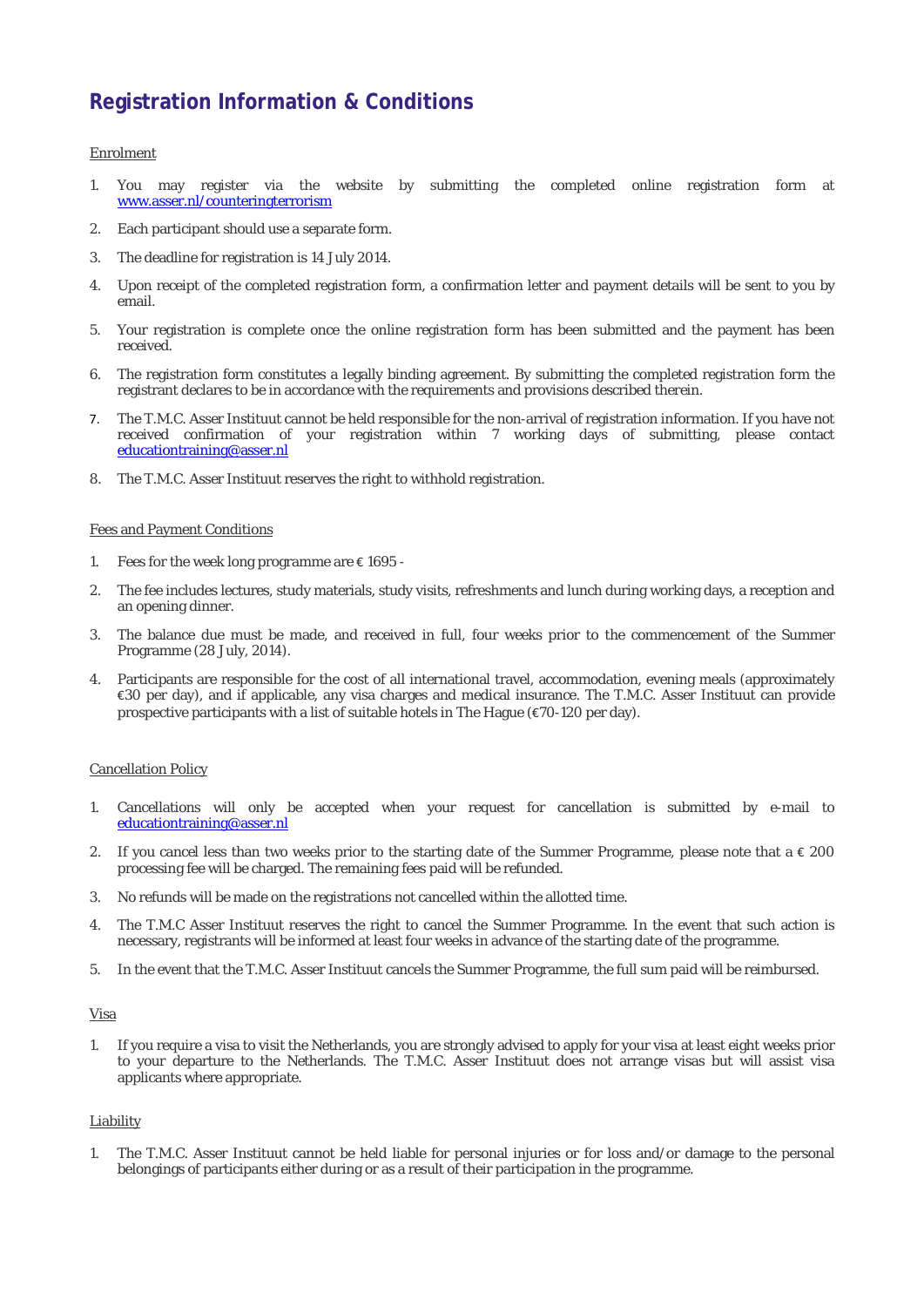# Registration Information & Conditions

## Enrolment

1. You may register via the website by submitting the completed online registration form at www.asser.nl/counteringterrorism
2. Each participant should use a separate form.
3. The deadline for registration is 14 July 2014.
4. Upon receipt of the completed registration form, a confirmation letter and payment details will be sent to you by email.
5. Your registration is complete once the online registration form has been submitted and the payment has been received.
6. The registration form constitutes a legally binding agreement. By submitting the completed registration form the registrant declares to be in accordance with the requirements and provisions described therein.
7. The T.M.C. Asser Instituut cannot be held responsible for the non-arrival of registration information. If you have not received confirmation of your registration within 7 working days of submitting, please contact educationtraining@asser.nl
8. The T.M.C. Asser Instituut reserves the right to withhold registration.

## Fees and Payment Conditions

1. Fees for the week long programme are € 1695 -
2. The fee includes lectures, study materials, study visits, refreshments and lunch during working days, a reception and an opening dinner.
3. The balance due must be made, and received in full, four weeks prior to the commencement of the Summer Programme (28 July, 2014).
4. Participants are responsible for the cost of all international travel, accommodation, evening meals (approximately €30 per day), and if applicable, any visa charges and medical insurance. The T.M.C. Asser Instituut can provide prospective participants with a list of suitable hotels in The Hague (€70-120 per day).

## Cancellation Policy

1. Cancellations will only be accepted when your request for cancellation is submitted by e-mail to educationtraining@asser.nl
2. If you cancel less than two weeks prior to the starting date of the Summer Programme, please note that a € 200 processing fee will be charged. The remaining fees paid will be refunded.
3. No refunds will be made on the registrations not cancelled within the allotted time.
4. The T.M.C Asser Instituut reserves the right to cancel the Summer Programme. In the event that such action is necessary, registrants will be informed at least four weeks in advance of the starting date of the programme.
5. In the event that the T.M.C. Asser Instituut cancels the Summer Programme, the full sum paid will be reimbursed.

## Visa

1. If you require a visa to visit the Netherlands, you are strongly advised to apply for your visa at least eight weeks prior to your departure to the Netherlands. The T.M.C. Asser Instituut does not arrange visas but will assist visa applicants where appropriate.

## Liability

1. The T.M.C. Asser Instituut cannot be held liable for personal injuries or for loss and/or damage to the personal belongings of participants either during or as a result of their participation in the programme.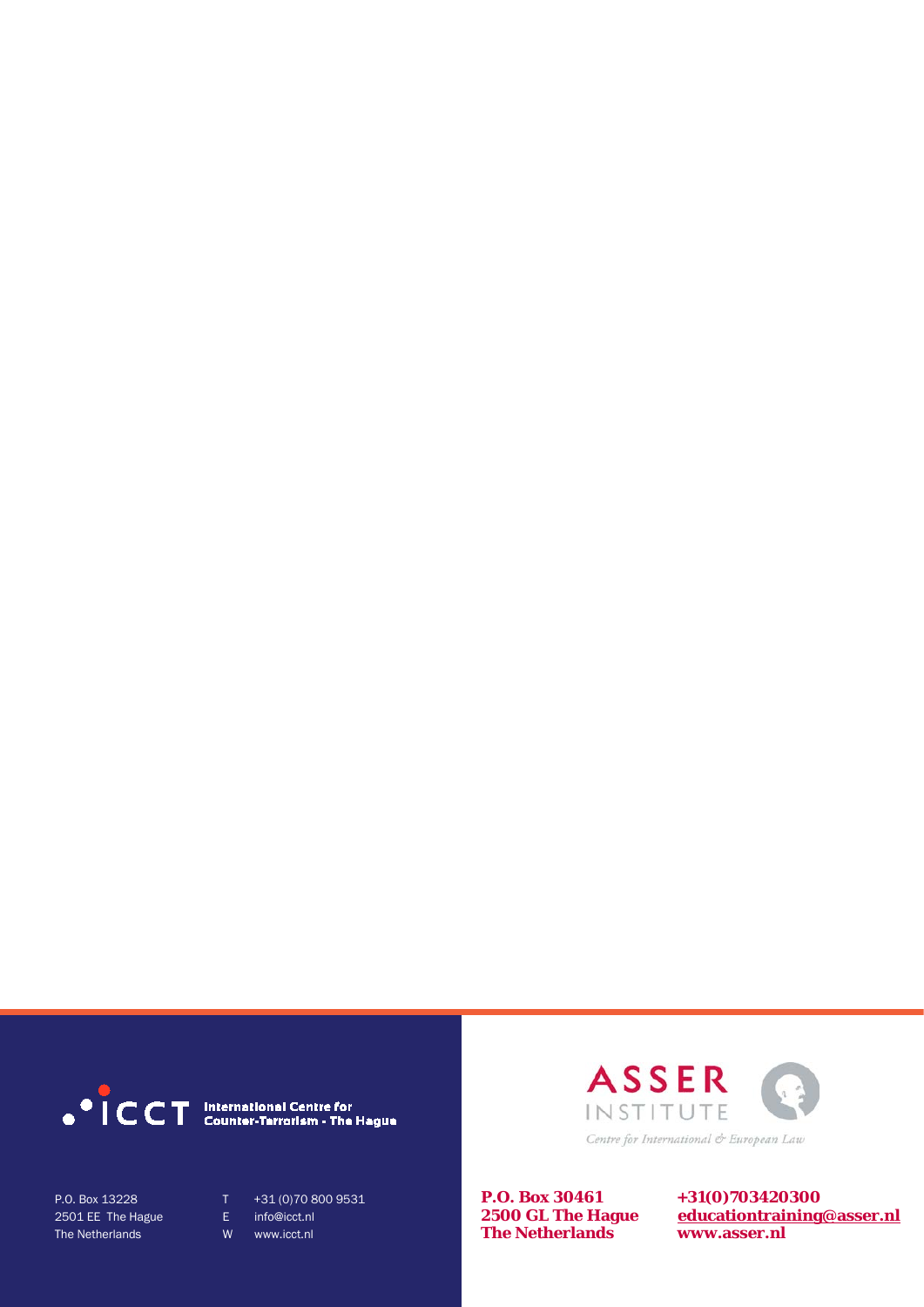ICCT International Centre for Counter-Terrorism - The Hague

P.O. Box 13228
2501 EE The Hague
The Netherlands

T +31 (0)70 800 9531
E info@icct.nl
W www.icct.nl

ASSER INSTITUTE
*Centre for International & European Law*

**P.O. Box 30461**
**2500 GL The Hague**
**The Netherlands**

**+31(0)703420300**
**educationtraining@asser.nl**
**www.asser.nl**